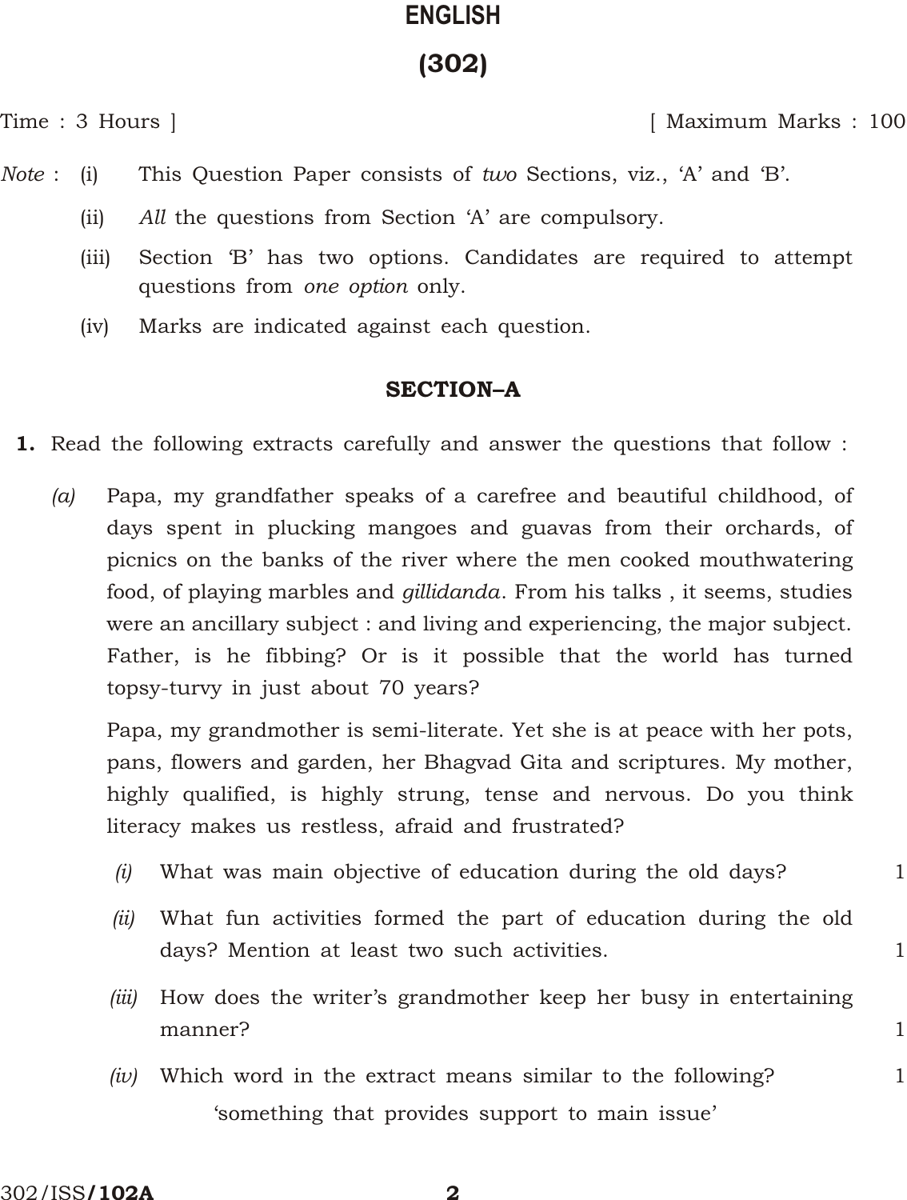# ENGLISH

## (302)

Time : 3 Hours ] [ Maximum Marks : 100

*Note* : (i) This Question Paper consists of *two* Sections, viz., 'A' and 'B'.

(ii) *All* the questions from Section 'A' are compulsory.

(iii) Section 'B' has two options. Candidates are required to attempt questions from *one option* only.

(iv) Marks are indicated against each question.

### SECTION–A

**1.** Read the following extracts carefully and answer the questions that follow :

*(a)* Papa, my grandfather speaks of a carefree and beautiful childhood, of days spent in plucking mangoes and guavas from their orchards, of picnics on the banks of the river where the men cooked mouthwatering food, of playing marbles and *gillidanda*. From his talks , it seems, studies were an ancillary subject : and living and experiencing, the major subject. Father, is he fibbing? Or is it possible that the world has turned topsy-turvy in just about 70 years?

Papa, my grandmother is semi-literate. Yet she is at peace with her pots, pans, flowers and garden, her Bhagvad Gita and scriptures. My mother, highly qualified, is highly strung, tense and nervous. Do you think literacy makes us restless, afraid and frustrated?

*(i)* What was main objective of education during the old days? 1

*(ii)* What fun activities formed the part of education during the old days? Mention at least two such activities. 1

*(iii)* How does the writer's grandmother keep her busy in entertaining manner? 1

*(iv)* Which word in the extract means similar to the following? 1

'something that provides support to main issue'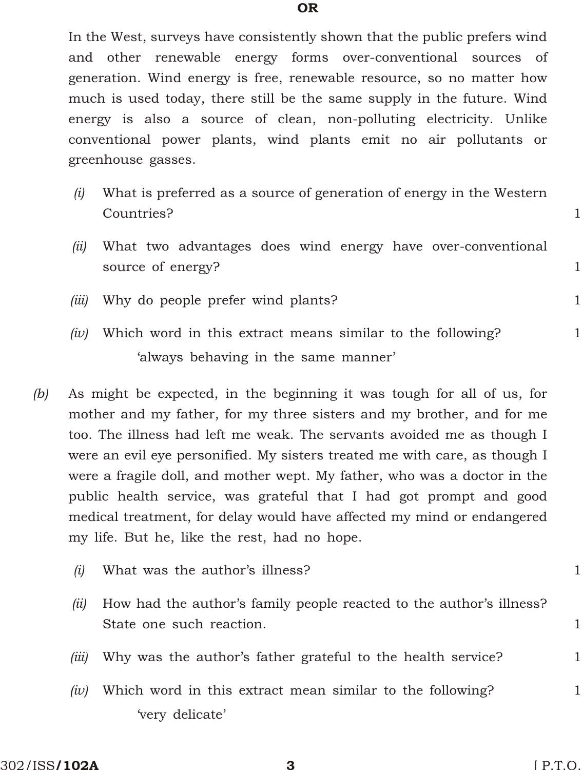**OR**

In the West, surveys have consistently shown that the public prefers wind and other renewable energy forms over-conventional sources of generation. Wind energy is free, renewable resource, so no matter how much is used today, there still be the same supply in the future. Wind energy is also a source of clean, non-polluting electricity. Unlike conventional power plants, wind plants emit no air pollutants or greenhouse gasses.

*(i)* What is preferred as a source of generation of energy in the Western Countries? 1

*(ii)* What two advantages does wind energy have over-conventional source of energy? 1

*(iii)* Why do people prefer wind plants? 1

*(iv)* Which word in this extract means similar to the following? 1

'always behaving in the same manner'

*(b)* As might be expected, in the beginning it was tough for all of us, for mother and my father, for my three sisters and my brother, and for me too. The illness had left me weak. The servants avoided me as though I were an evil eye personified. My sisters treated me with care, as though I were a fragile doll, and mother wept. My father, who was a doctor in the public health service, was grateful that I had got prompt and good medical treatment, for delay would have affected my mind or endangered my life. But he, like the rest, had no hope.

*(i)* What was the author's illness? 1

*(ii)* How had the author's family people reacted to the author's illness? State one such reaction. 1

*(iii)* Why was the author's father grateful to the health service? 1

*(iv)* Which word in this extract mean similar to the following? 1

'very delicate'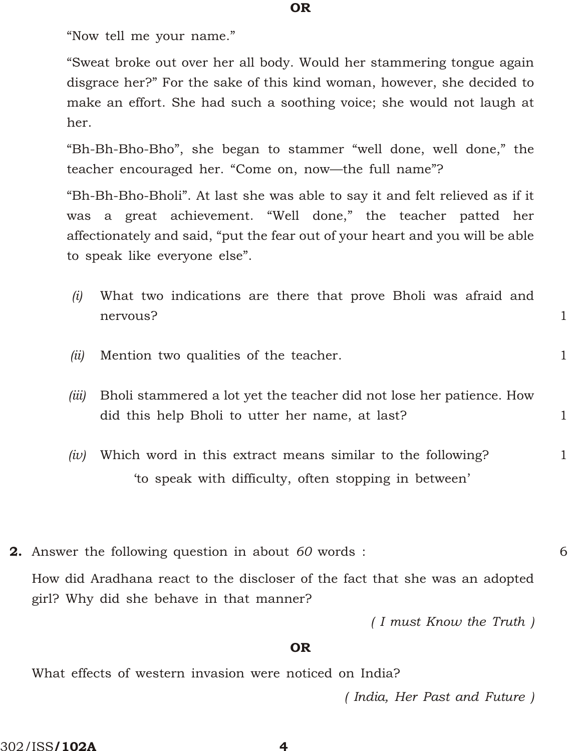**OR**

"Now tell me your name."

"Sweat broke out over her all body. Would her stammering tongue again disgrace her?" For the sake of this kind woman, however, she decided to make an effort. She had such a soothing voice; she would not laugh at her.

"Bh-Bh-Bho-Bho", she began to stammer "well done, well done," the teacher encouraged her. "Come on, now—the full name"?

"Bh-Bh-Bho-Bholi". At last she was able to say it and felt relieved as if it was a great achievement. "Well done," the teacher patted her affectionately and said, "put the fear out of your heart and you will be able to speak like everyone else".

*(i)* What two indications are there that prove Bholi was afraid and nervous? 1

*(ii)* Mention two qualities of the teacher. 1

*(iii)* Bholi stammered a lot yet the teacher did not lose her patience. How did this help Bholi to utter her name, at last? 1

*(iv)* Which word in this extract means similar to the following? 1

'to speak with difficulty, often stopping in between'

**2.** Answer the following question in about *60* words : 6

How did Aradhana react to the discloser of the fact that she was an adopted girl? Why did she behave in that manner?

*( I must Know the Truth )*

**OR**

What effects of western invasion were noticed on India?

*( India, Her Past and Future )*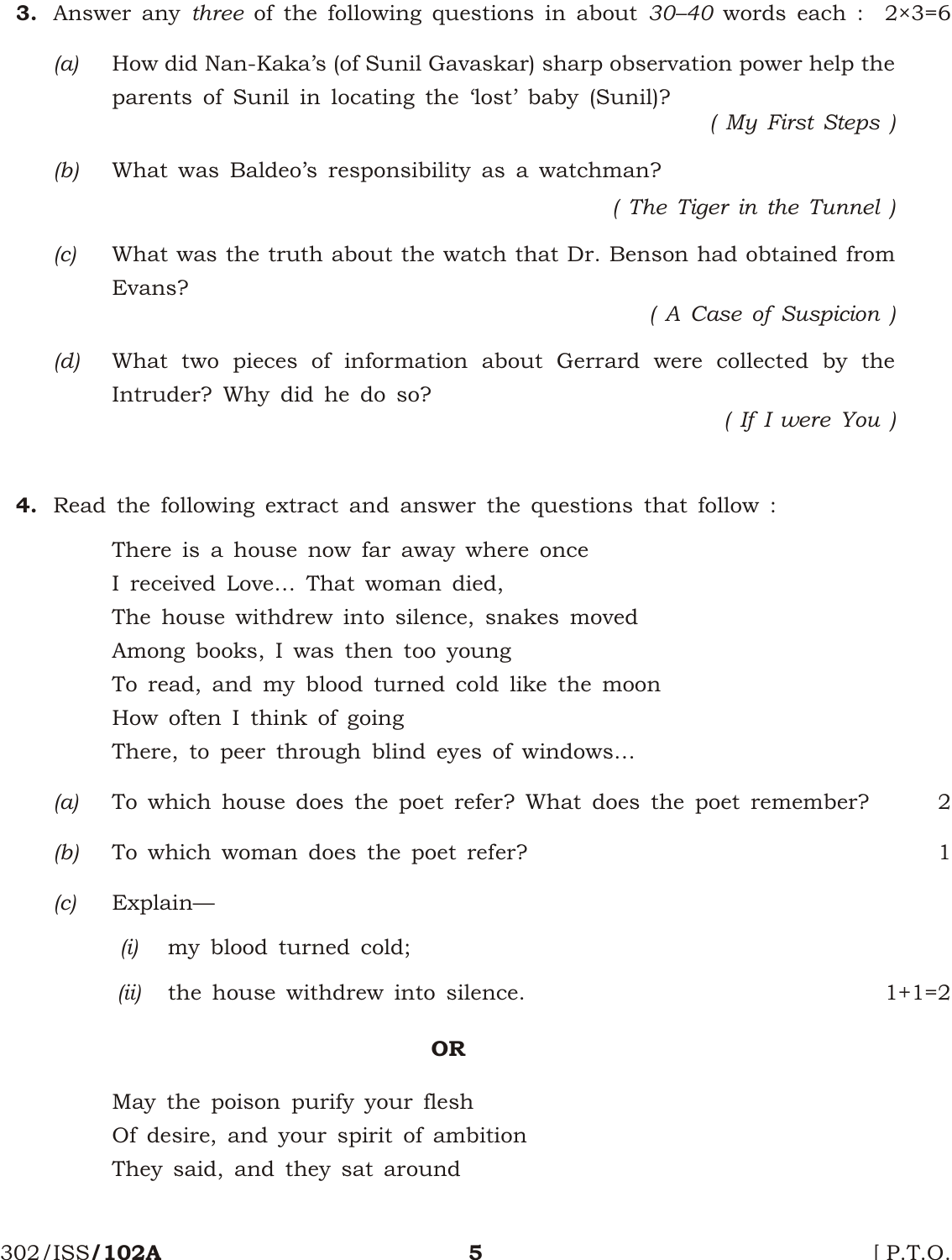**3.** Answer any *three* of the following questions in about *30–40* words each : 2×3=6

*(a)* How did Nan-Kaka's (of Sunil Gavaskar) sharp observation power help the parents of Sunil in locating the 'lost' baby (Sunil)?

*( My First Steps )*

*(b)* What was Baldeo's responsibility as a watchman?

*( The Tiger in the Tunnel )*

*(c)* What was the truth about the watch that Dr. Benson had obtained from Evans?

*( A Case of Suspicion )*

*(d)* What two pieces of information about Gerrard were collected by the Intruder? Why did he do so?

*( If I were You )*

**4.** Read the following extract and answer the questions that follow :

There is a house now far away where once
I received Love... That woman died,
The house withdrew into silence, snakes moved
Among books, I was then too young
To read, and my blood turned cold like the moon
How often I think of going
There, to peer through blind eyes of windows...

*(a)* To which house does the poet refer? What does the poet remember? 2

*(b)* To which woman does the poet refer? 1

*(c)* Explain—

*(i)* my blood turned cold;

*(ii)* the house withdrew into silence. 1+1=2

**OR**

May the poison purify your flesh
Of desire, and your spirit of ambition
They said, and they sat around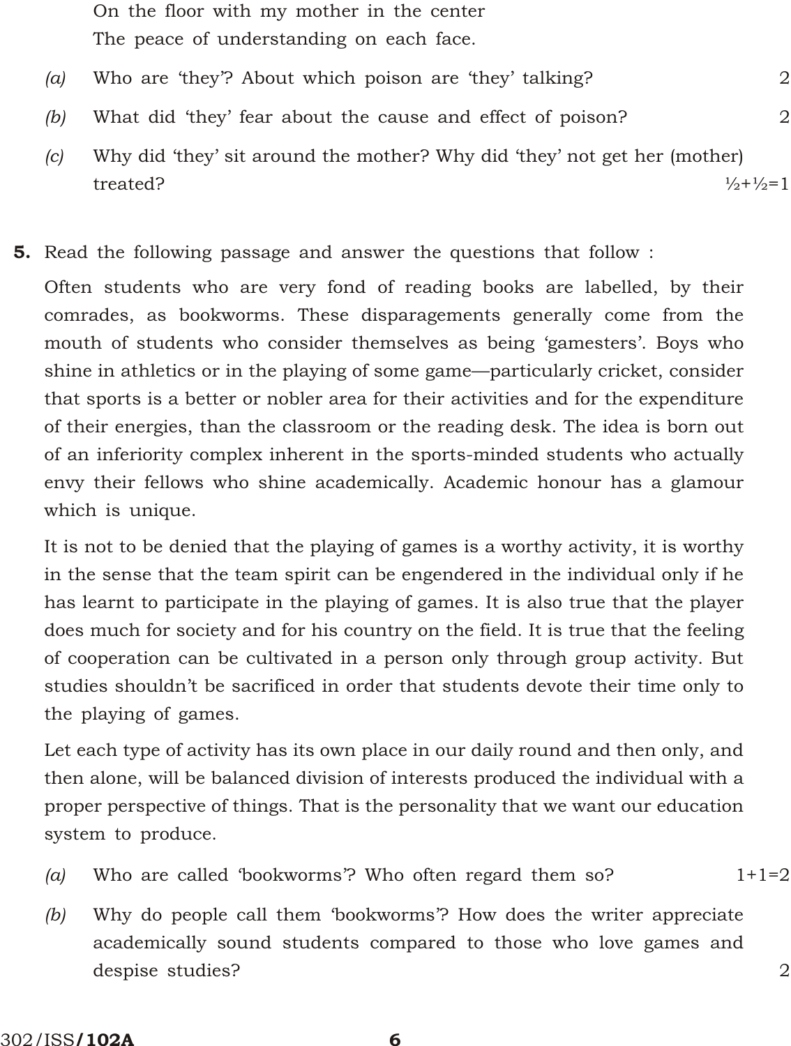On the floor with my mother in the center
The peace of understanding on each face.

(a) Who are 'they'? About which poison are 'they' talking? 2

(b) What did 'they' fear about the cause and effect of poison? 2

(c) Why did 'they' sit around the mother? Why did 'they' not get her (mother) treated? ½+½=1

**5.** Read the following passage and answer the questions that follow :

Often students who are very fond of reading books are labelled, by their comrades, as bookworms. These disparagements generally come from the mouth of students who consider themselves as being 'gamesters'. Boys who shine in athletics or in the playing of some game—particularly cricket, consider that sports is a better or nobler area for their activities and for the expenditure of their energies, than the classroom or the reading desk. The idea is born out of an inferiority complex inherent in the sports-minded students who actually envy their fellows who shine academically. Academic honour has a glamour which is unique.

It is not to be denied that the playing of games is a worthy activity, it is worthy in the sense that the team spirit can be engendered in the individual only if he has learnt to participate in the playing of games. It is also true that the player does much for society and for his country on the field. It is true that the feeling of cooperation can be cultivated in a person only through group activity. But studies shouldn't be sacrificed in order that students devote their time only to the playing of games.

Let each type of activity has its own place in our daily round and then only, and then alone, will be balanced division of interests produced the individual with a proper perspective of things. That is the personality that we want our education system to produce.

(a) Who are called 'bookworms'? Who often regard them so? 1+1=2

(b) Why do people call them 'bookworms'? How does the writer appreciate academically sound students compared to those who love games and despise studies? 2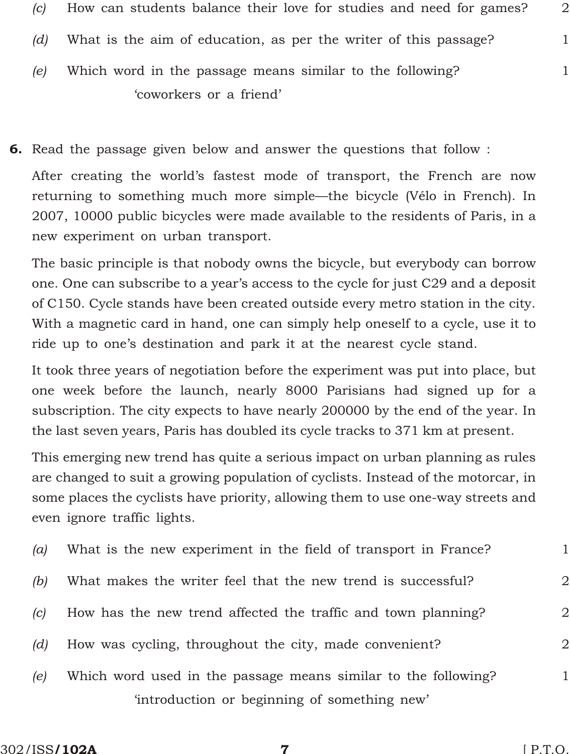*(c)* How can students balance their love for studies and need for games? 2

*(d)* What is the aim of education, as per the writer of this passage? 1

*(e)* Which word in the passage means similar to the following? 1

'coworkers or a friend'

**6.** Read the passage given below and answer the questions that follow :

After creating the world's fastest mode of transport, the French are now returning to something much more simple—the bicycle (Vélo in French). In 2007, 10000 public bicycles were made available to the residents of Paris, in a new experiment on urban transport.

The basic principle is that nobody owns the bicycle, but everybody can borrow one. One can subscribe to a year's access to the cycle for just C29 and a deposit of C150. Cycle stands have been created outside every metro station in the city. With a magnetic card in hand, one can simply help oneself to a cycle, use it to ride up to one's destination and park it at the nearest cycle stand.

It took three years of negotiation before the experiment was put into place, but one week before the launch, nearly 8000 Parisians had signed up for a subscription. The city expects to have nearly 200000 by the end of the year. In the last seven years, Paris has doubled its cycle tracks to 371 km at present.

This emerging new trend has quite a serious impact on urban planning as rules are changed to suit a growing population of cyclists. Instead of the motorcar, in some places the cyclists have priority, allowing them to use one-way streets and even ignore traffic lights.

*(a)* What is the new experiment in the field of transport in France? 1

*(b)* What makes the writer feel that the new trend is successful? 2

*(c)* How has the new trend affected the traffic and town planning? 2

*(d)* How was cycling, throughout the city, made convenient? 2

*(e)* Which word used in the passage means similar to the following? 1

'introduction or beginning of something new'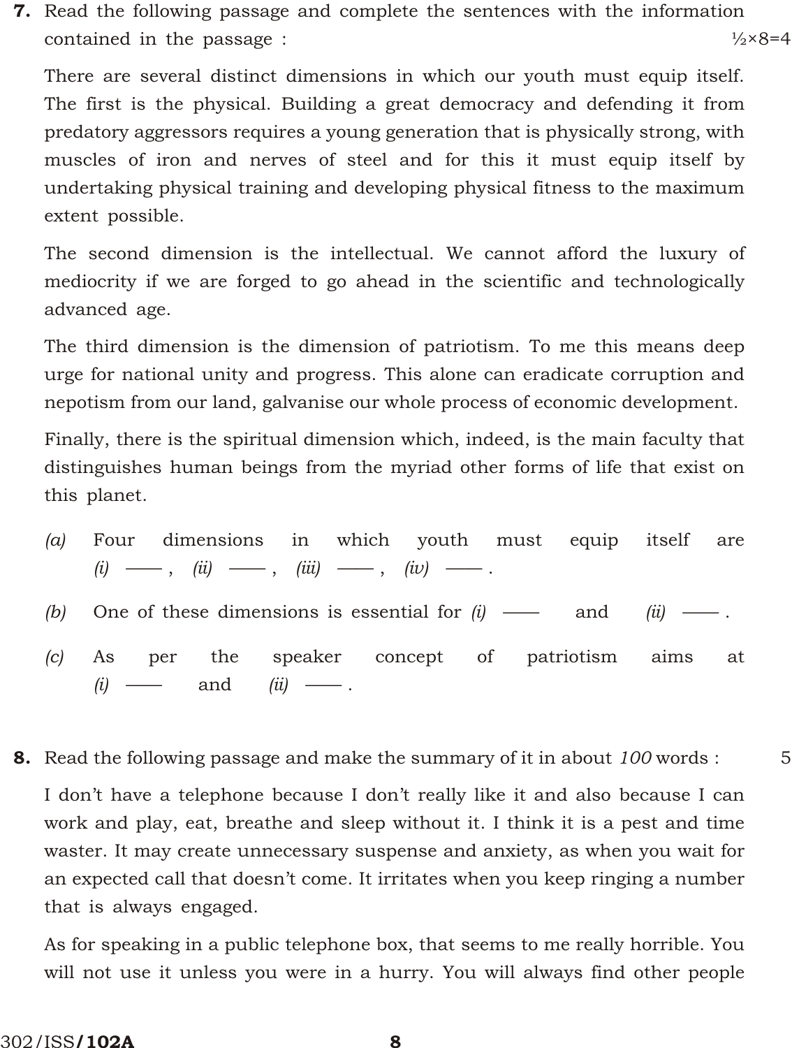**7.** Read the following passage and complete the sentences with the information contained in the passage : ½×8=4

There are several distinct dimensions in which our youth must equip itself. The first is the physical. Building a great democracy and defending it from predatory aggressors requires a young generation that is physically strong, with muscles of iron and nerves of steel and for this it must equip itself by undertaking physical training and developing physical fitness to the maximum extent possible.

The second dimension is the intellectual. We cannot afford the luxury of mediocrity if we are forged to go ahead in the scientific and technologically advanced age.

The third dimension is the dimension of patriotism. To me this means deep urge for national unity and progress. This alone can eradicate corruption and nepotism from our land, galvanise our whole process of economic development.

Finally, there is the spiritual dimension which, indeed, is the main faculty that distinguishes human beings from the myriad other forms of life that exist on this planet.

*(a)* Four dimensions in which youth must equip itself are *(i)* ——, *(ii)* ——, *(iii)* ——, *(iv)* ——.

*(b)* One of these dimensions is essential for *(i)* —— and *(ii)* ——.

*(c)* As per the speaker concept of patriotism aims at *(i)* —— and *(ii)* ——.

**8.** Read the following passage and make the summary of it in about *100* words : 5

I don't have a telephone because I don't really like it and also because I can work and play, eat, breathe and sleep without it. I think it is a pest and time waster. It may create unnecessary suspense and anxiety, as when you wait for an expected call that doesn't come. It irritates when you keep ringing a number that is always engaged.

As for speaking in a public telephone box, that seems to me really horrible. You will not use it unless you were in a hurry. You will always find other people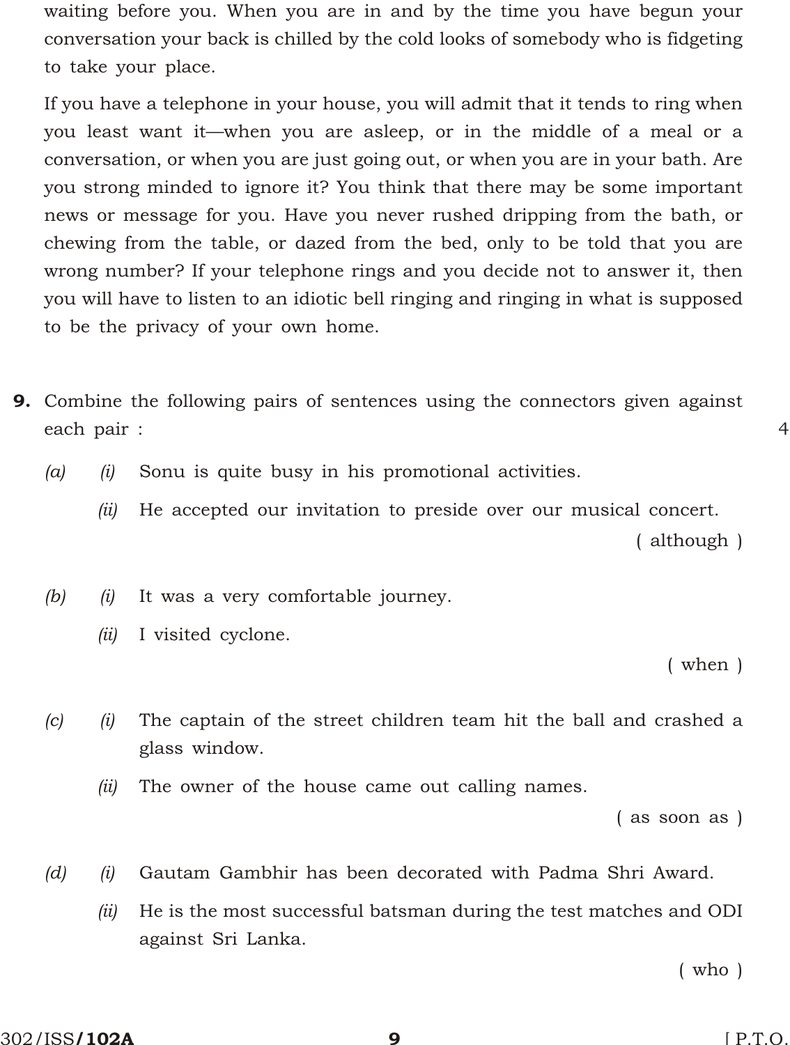waiting before you. When you are in and by the time you have begun your conversation your back is chilled by the cold looks of somebody who is fidgeting to take your place.

If you have a telephone in your house, you will admit that it tends to ring when you least want it—when you are asleep, or in the middle of a meal or a conversation, or when you are just going out, or when you are in your bath. Are you strong minded to ignore it? You think that there may be some important news or message for you. Have you never rushed dripping from the bath, or chewing from the table, or dazed from the bed, only to be told that you are wrong number? If your telephone rings and you decide not to answer it, then you will have to listen to an idiotic bell ringing and ringing in what is supposed to be the privacy of your own home.

**9.** Combine the following pairs of sentences using the connectors given against each pair : 4

*(a)* *(i)* Sonu is quite busy in his promotional activities.

*(ii)* He accepted our invitation to preside over our musical concert.

( although )

*(b)* *(i)* It was a very comfortable journey.

*(ii)* I visited cyclone.

( when )

*(c)* *(i)* The captain of the street children team hit the ball and crashed a glass window.

*(ii)* The owner of the house came out calling names.

( as soon as )

*(d)* *(i)* Gautam Gambhir has been decorated with Padma Shri Award.

*(ii)* He is the most successful batsman during the test matches and ODI against Sri Lanka.

( who )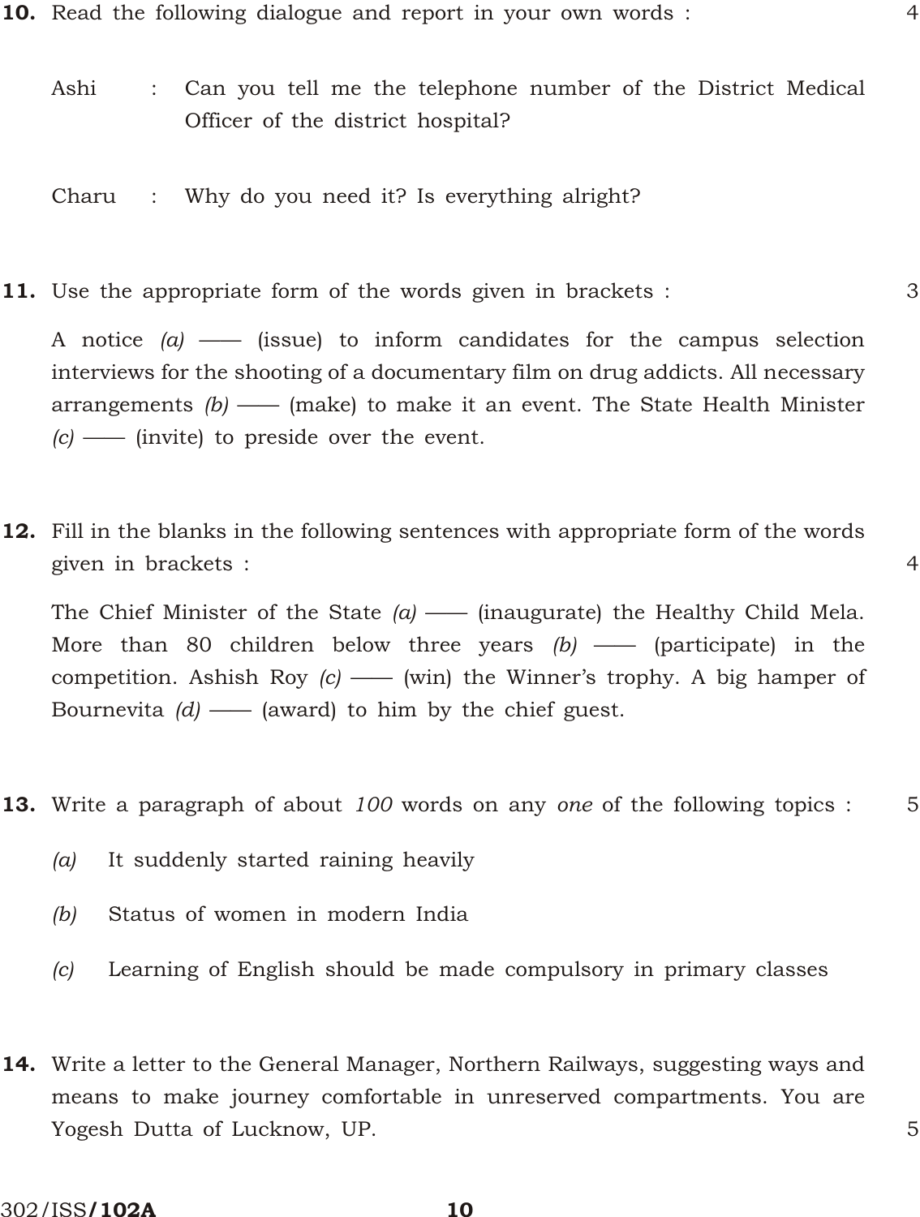**10.** Read the following dialogue and report in your own words : 4

Ashi : Can you tell me the telephone number of the District Medical Officer of the district hospital?

Charu : Why do you need it? Is everything alright?

**11.** Use the appropriate form of the words given in brackets : 3

A notice *(a)* —— (issue) to inform candidates for the campus selection interviews for the shooting of a documentary film on drug addicts. All necessary arrangements *(b)* —— (make) to make it an event. The State Health Minister *(c)* —— (invite) to preside over the event.

**12.** Fill in the blanks in the following sentences with appropriate form of the words given in brackets : 4

The Chief Minister of the State *(a)* —— (inaugurate) the Healthy Child Mela. More than 80 children below three years *(b)* —— (participate) in the competition. Ashish Roy *(c)* —— (win) the Winner's trophy. A big hamper of Bournevita *(d)* —— (award) to him by the chief guest.

**13.** Write a paragraph of about *100* words on any *one* of the following topics : 5

*(a)* It suddenly started raining heavily

*(b)* Status of women in modern India

*(c)* Learning of English should be made compulsory in primary classes

**14.** Write a letter to the General Manager, Northern Railways, suggesting ways and means to make journey comfortable in unreserved compartments. You are Yogesh Dutta of Lucknow, UP. 5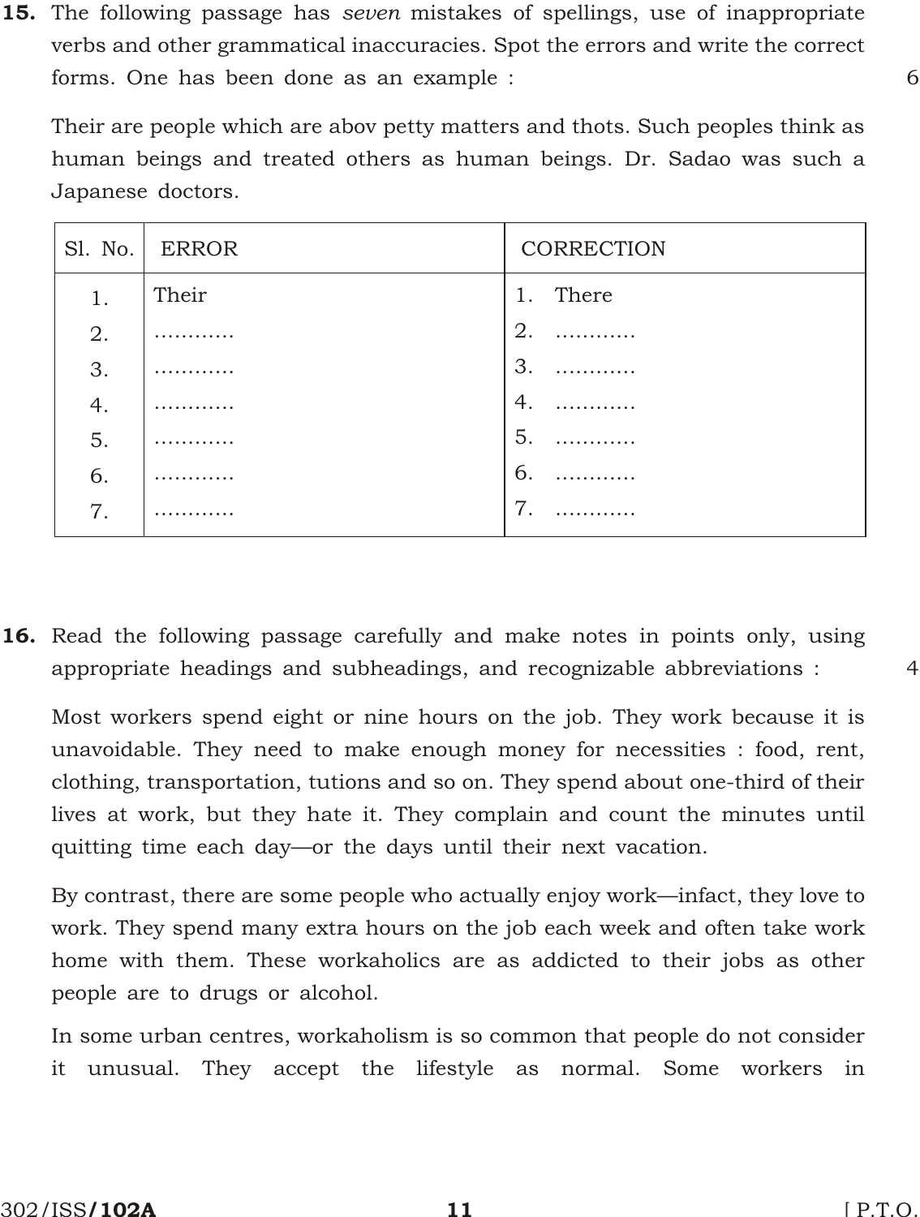**15.** The following passage has *seven* mistakes of spellings, use of inappropriate verbs and other grammatical inaccuracies. Spot the errors and write the correct forms. One has been done as an example : 6

Their are people which are abov petty matters and thots. Such peoples think as human beings and treated others as human beings. Dr. Sadao was such a Japanese doctors.

| Sl. No. | ERROR | CORRECTION |
|---|---|---|
| 1. | Their | 1. There |
| 2. | ............ | 2. ............ |
| 3. | ............ | 3. ............ |
| 4. | ............ | 4. ............ |
| 5. | ............ | 5. ............ |
| 6. | ............ | 6. ............ |
| 7. | ............ | 7. ............ |

**16.** Read the following passage carefully and make notes in points only, using appropriate headings and subheadings, and recognizable abbreviations : 4

Most workers spend eight or nine hours on the job. They work because it is unavoidable. They need to make enough money for necessities : food, rent, clothing, transportation, tutions and so on. They spend about one-third of their lives at work, but they hate it. They complain and count the minutes until quitting time each day—or the days until their next vacation.

By contrast, there are some people who actually enjoy work—infact, they love to work. They spend many extra hours on the job each week and often take work home with them. These workaholics are as addicted to their jobs as other people are to drugs or alcohol.

In some urban centres, workaholism is so common that people do not consider it unusual. They accept the lifestyle as normal. Some workers in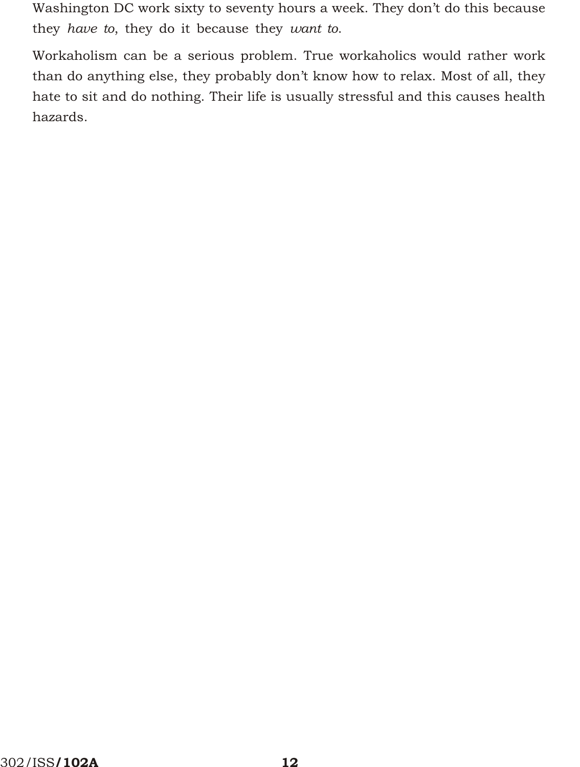Washington DC work sixty to seventy hours a week. They don't do this because they *have to*, they do it because they *want to*.

Workaholism can be a serious problem. True workaholics would rather work than do anything else, they probably don't know how to relax. Most of all, they hate to sit and do nothing. Their life is usually stressful and this causes health hazards.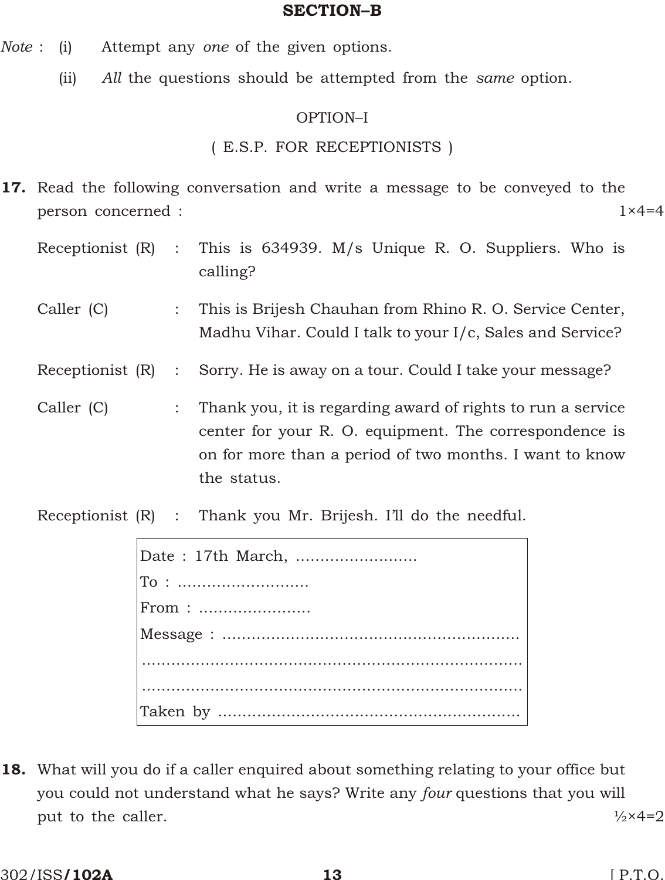## SECTION–B

*Note* : (i) Attempt any *one* of the given options.

(ii) *All* the questions should be attempted from the *same* option.

OPTION–I

( E.S.P. FOR RECEPTIONISTS )

**17.** Read the following conversation and write a message to be conveyed to the person concerned : 1×4=4

Receptionist (R) : This is 634939. M/s Unique R. O. Suppliers. Who is calling?

Caller (C) : This is Brijesh Chauhan from Rhino R. O. Service Center, Madhu Vihar. Could I talk to your I/c, Sales and Service?

Receptionist (R) : Sorry. He is away on a tour. Could I take your message?

Caller (C) : Thank you, it is regarding award of rights to run a service center for your R. O. equipment. The correspondence is on for more than a period of two months. I want to know the status.

Receptionist (R) : Thank you Mr. Brijesh. I'll do the needful.

> Date : 17th March, .........................
>
> To : ...........................
>
> From : .......................
>
> Message : ............................................................
>
> ..............................................................................
>
> ..............................................................................
>
> Taken by .............................................................

**18.** What will you do if a caller enquired about something relating to your office but you could not understand what he says? Write any *four* questions that you will put to the caller. ½×4=2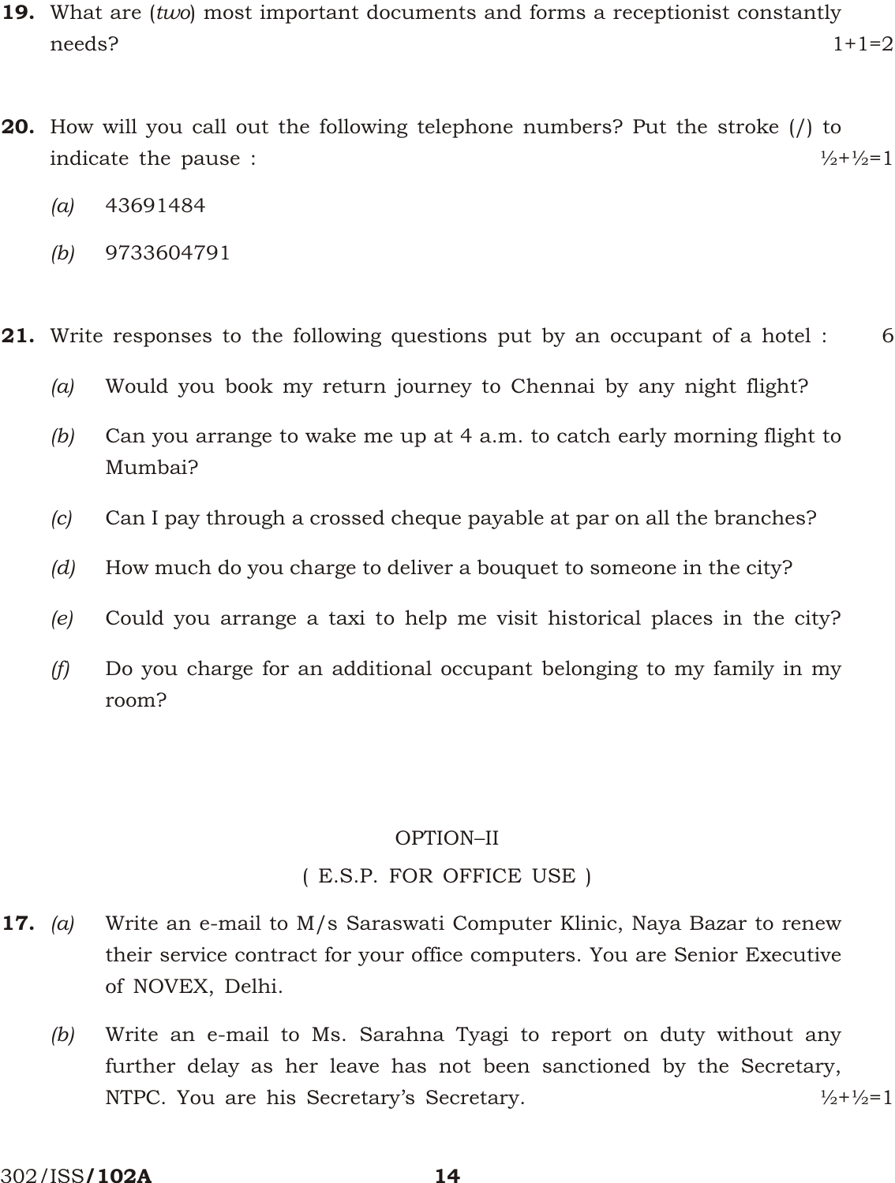**19.** What are (*two*) most important documents and forms a receptionist constantly needs? 1+1=2

**20.** How will you call out the following telephone numbers? Put the stroke (/) to indicate the pause : ½+½=1

(a) 43691484

(b) 9733604791

**21.** Write responses to the following questions put by an occupant of a hotel : 6

(a) Would you book my return journey to Chennai by any night flight?

(b) Can you arrange to wake me up at 4 a.m. to catch early morning flight to Mumbai?

(c) Can I pay through a crossed cheque payable at par on all the branches?

(d) How much do you charge to deliver a bouquet to someone in the city?

(e) Could you arrange a taxi to help me visit historical places in the city?

(f) Do you charge for an additional occupant belonging to my family in my room?

## OPTION–II

## ( E.S.P. FOR OFFICE USE )

**17.** (a) Write an e-mail to M/s Saraswati Computer Klinic, Naya Bazar to renew their service contract for your office computers. You are Senior Executive of NOVEX, Delhi.

(b) Write an e-mail to Ms. Sarahna Tyagi to report on duty without any further delay as her leave has not been sanctioned by the Secretary, NTPC. You are his Secretary's Secretary. ½+½=1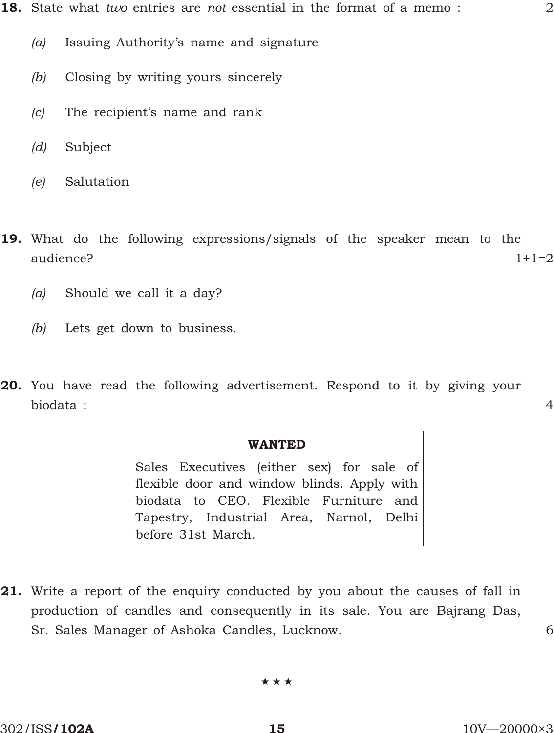**18.** State what *two* entries are *not* essential in the format of a memo : 2

*(a)* Issuing Authority's name and signature

*(b)* Closing by writing yours sincerely

*(c)* The recipient's name and rank

*(d)* Subject

*(e)* Salutation

**19.** What do the following expressions/signals of the speaker mean to the audience? 1+1=2

*(a)* Should we call it a day?

*(b)* Lets get down to business.

**20.** You have read the following advertisement. Respond to it by giving your biodata : 4

> **WANTED**
>
> Sales Executives (either sex) for sale of flexible door and window blinds. Apply with biodata to CEO. Flexible Furniture and Tapestry, Industrial Area, Narnol, Delhi before 31st March.

**21.** Write a report of the enquiry conducted by you about the causes of fall in production of candles and consequently in its sale. You are Bajrang Das, Sr. Sales Manager of Ashoka Candles, Lucknow. 6

★ ★ ★